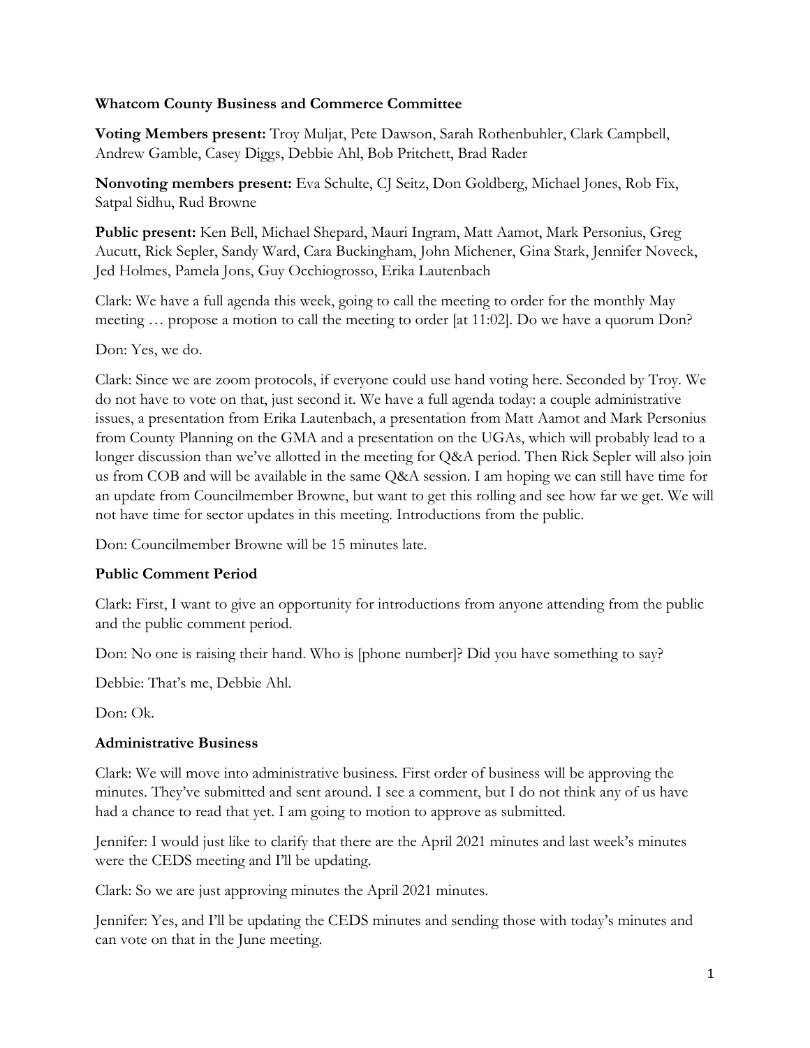**Whatcom County Business and Commerce Committee**

**Voting Members present:** Troy Muljat, Pete Dawson, Sarah Rothenbuhler, Clark Campbell, Andrew Gamble, Casey Diggs, Debbie Ahl, Bob Pritchett, Brad Rader

**Nonvoting members present:** Eva Schulte, CJ Seitz, Don Goldberg, Michael Jones, Rob Fix, Satpal Sidhu, Rud Browne

**Public present:** Ken Bell, Michael Shepard, Mauri Ingram, Matt Aamot, Mark Personius, Greg Aucutt, Rick Sepler, Sandy Ward, Cara Buckingham, John Michener, Gina Stark, Jennifer Noveck, Jed Holmes, Pamela Jons, Guy Occhiogrosso, Erika Lautenbach

Clark: We have a full agenda this week, going to call the meeting to order for the monthly May meeting … propose a motion to call the meeting to order [at 11:02]. Do we have a quorum Don?

Don: Yes, we do.

Clark: Since we are zoom protocols, if everyone could use hand voting here. Seconded by Troy. We do not have to vote on that, just second it. We have a full agenda today: a couple administrative issues, a presentation from Erika Lautenbach, a presentation from Matt Aamot and Mark Personius from County Planning on the GMA and a presentation on the UGAs, which will probably lead to a longer discussion than we've allotted in the meeting for Q&A period. Then Rick Sepler will also join us from COB and will be available in the same Q&A session. I am hoping we can still have time for an update from Councilmember Browne, but want to get this rolling and see how far we get. We will not have time for sector updates in this meeting. Introductions from the public.

Don: Councilmember Browne will be 15 minutes late.

**Public Comment Period**

Clark: First, I want to give an opportunity for introductions from anyone attending from the public and the public comment period.

Don: No one is raising their hand. Who is [phone number]? Did you have something to say?

Debbie: That's me, Debbie Ahl.

Don: Ok.

**Administrative Business**

Clark: We will move into administrative business. First order of business will be approving the minutes. They've submitted and sent around. I see a comment, but I do not think any of us have had a chance to read that yet. I am going to motion to approve as submitted.

Jennifer: I would just like to clarify that there are the April 2021 minutes and last week's minutes were the CEDS meeting and I'll be updating.

Clark: So we are just approving minutes the April 2021 minutes.

Jennifer: Yes, and I'll be updating the CEDS minutes and sending those with today's minutes and can vote on that in the June meeting.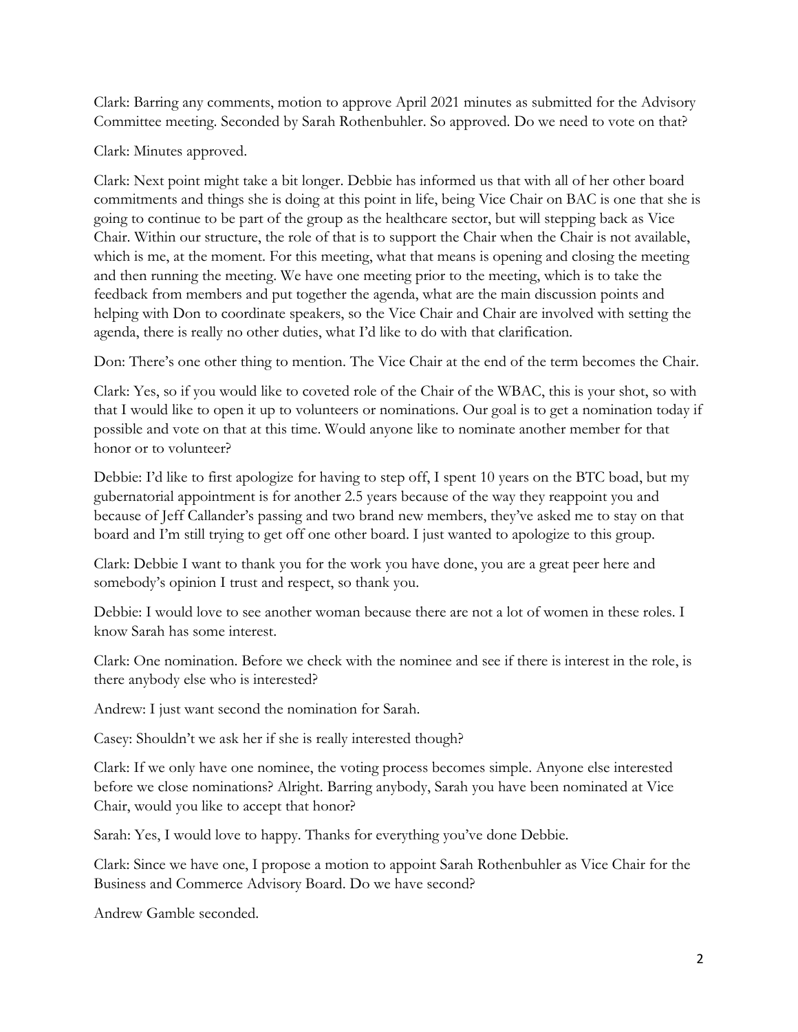Clark: Barring any comments, motion to approve April 2021 minutes as submitted for the Advisory Committee meeting. Seconded by Sarah Rothenbuhler. So approved. Do we need to vote on that?

Clark: Minutes approved.

Clark: Next point might take a bit longer. Debbie has informed us that with all of her other board commitments and things she is doing at this point in life, being Vice Chair on BAC is one that she is going to continue to be part of the group as the healthcare sector, but will stepping back as Vice Chair. Within our structure, the role of that is to support the Chair when the Chair is not available, which is me, at the moment. For this meeting, what that means is opening and closing the meeting and then running the meeting. We have one meeting prior to the meeting, which is to take the feedback from members and put together the agenda, what are the main discussion points and helping with Don to coordinate speakers, so the Vice Chair and Chair are involved with setting the agenda, there is really no other duties, what I'd like to do with that clarification.

Don: There's one other thing to mention. The Vice Chair at the end of the term becomes the Chair.

Clark: Yes, so if you would like to coveted role of the Chair of the WBAC, this is your shot, so with that I would like to open it up to volunteers or nominations. Our goal is to get a nomination today if possible and vote on that at this time. Would anyone like to nominate another member for that honor or to volunteer?

Debbie: I'd like to first apologize for having to step off, I spent 10 years on the BTC boad, but my gubernatorial appointment is for another 2.5 years because of the way they reappoint you and because of Jeff Callander's passing and two brand new members, they've asked me to stay on that board and I'm still trying to get off one other board. I just wanted to apologize to this group.

Clark: Debbie I want to thank you for the work you have done, you are a great peer here and somebody's opinion I trust and respect, so thank you.

Debbie: I would love to see another woman because there are not a lot of women in these roles. I know Sarah has some interest.

Clark: One nomination. Before we check with the nominee and see if there is interest in the role, is there anybody else who is interested?

Andrew: I just want second the nomination for Sarah.

Casey: Shouldn't we ask her if she is really interested though?

Clark: If we only have one nominee, the voting process becomes simple. Anyone else interested before we close nominations? Alright. Barring anybody, Sarah you have been nominated at Vice Chair, would you like to accept that honor?

Sarah: Yes, I would love to happy. Thanks for everything you've done Debbie.

Clark: Since we have one, I propose a motion to appoint Sarah Rothenbuhler as Vice Chair for the Business and Commerce Advisory Board. Do we have second?

Andrew Gamble seconded.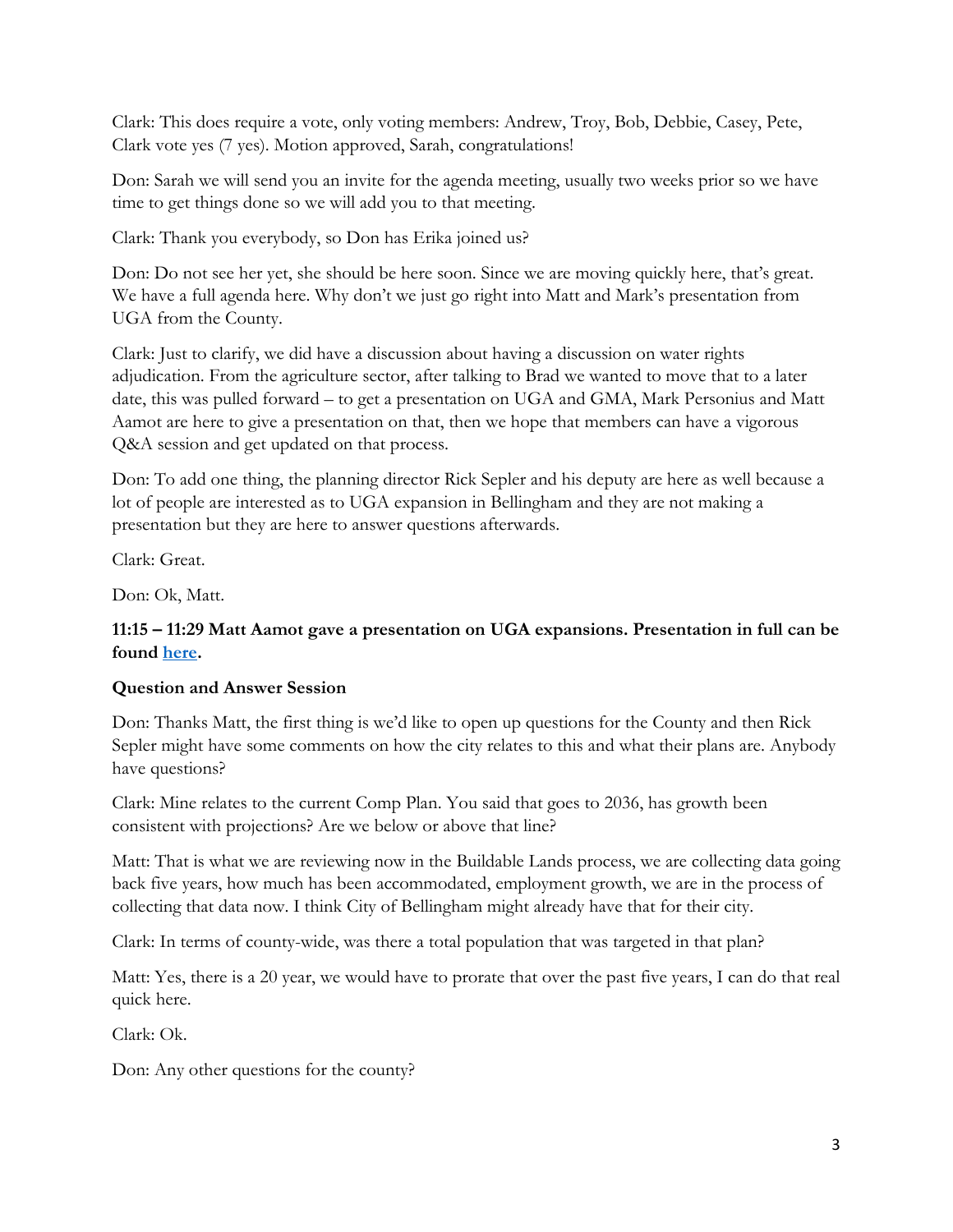Clark: This does require a vote, only voting members: Andrew, Troy, Bob, Debbie, Casey, Pete, Clark vote yes (7 yes). Motion approved, Sarah, congratulations!

Don: Sarah we will send you an invite for the agenda meeting, usually two weeks prior so we have time to get things done so we will add you to that meeting.

Clark: Thank you everybody, so Don has Erika joined us?

Don: Do not see her yet, she should be here soon. Since we are moving quickly here, that's great. We have a full agenda here. Why don't we just go right into Matt and Mark's presentation from UGA from the County.

Clark: Just to clarify, we did have a discussion about having a discussion on water rights adjudication. From the agriculture sector, after talking to Brad we wanted to move that to a later date, this was pulled forward – to get a presentation on UGA and GMA, Mark Personius and Matt Aamot are here to give a presentation on that, then we hope that members can have a vigorous Q&A session and get updated on that process.

Don: To add one thing, the planning director Rick Sepler and his deputy are here as well because a lot of people are interested as to UGA expansion in Bellingham and they are not making a presentation but they are here to answer questions afterwards.

Clark: Great.

Don: Ok, Matt.

**11:15 – 11:29 Matt Aamot gave a presentation on UGA expansions. Presentation in full can be found here.**

**Question and Answer Session**

Don: Thanks Matt, the first thing is we'd like to open up questions for the County and then Rick Sepler might have some comments on how the city relates to this and what their plans are. Anybody have questions?

Clark: Mine relates to the current Comp Plan. You said that goes to 2036, has growth been consistent with projections? Are we below or above that line?

Matt: That is what we are reviewing now in the Buildable Lands process, we are collecting data going back five years, how much has been accommodated, employment growth, we are in the process of collecting that data now. I think City of Bellingham might already have that for their city.

Clark: In terms of county-wide, was there a total population that was targeted in that plan?

Matt: Yes, there is a 20 year, we would have to prorate that over the past five years, I can do that real quick here.

Clark: Ok.

Don: Any other questions for the county?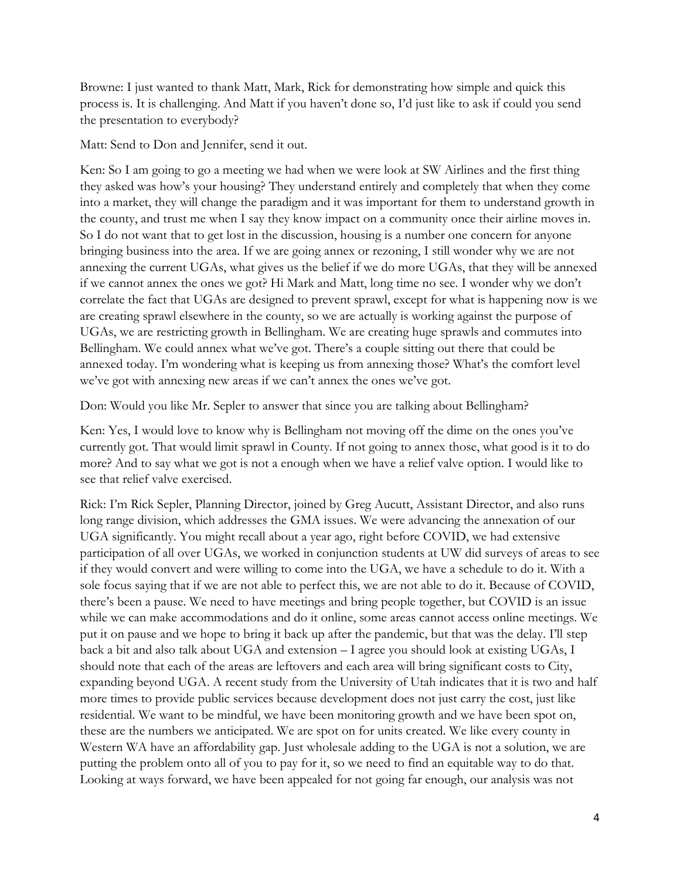Browne: I just wanted to thank Matt, Mark, Rick for demonstrating how simple and quick this process is. It is challenging. And Matt if you haven't done so, I'd just like to ask if could you send the presentation to everybody?

Matt: Send to Don and Jennifer, send it out.

Ken: So I am going to go a meeting we had when we were look at SW Airlines and the first thing they asked was how's your housing? They understand entirely and completely that when they come into a market, they will change the paradigm and it was important for them to understand growth in the county, and trust me when I say they know impact on a community once their airline moves in. So I do not want that to get lost in the discussion, housing is a number one concern for anyone bringing business into the area. If we are going annex or rezoning, I still wonder why we are not annexing the current UGAs, what gives us the belief if we do more UGAs, that they will be annexed if we cannot annex the ones we got? Hi Mark and Matt, long time no see. I wonder why we don't correlate the fact that UGAs are designed to prevent sprawl, except for what is happening now is we are creating sprawl elsewhere in the county, so we are actually is working against the purpose of UGAs, we are restricting growth in Bellingham. We are creating huge sprawls and commutes into Bellingham. We could annex what we've got. There's a couple sitting out there that could be annexed today. I'm wondering what is keeping us from annexing those? What's the comfort level we've got with annexing new areas if we can't annex the ones we've got.

Don: Would you like Mr. Sepler to answer that since you are talking about Bellingham?

Ken: Yes, I would love to know why is Bellingham not moving off the dime on the ones you've currently got. That would limit sprawl in County. If not going to annex those, what good is it to do more? And to say what we got is not a enough when we have a relief valve option. I would like to see that relief valve exercised.

Rick: I'm Rick Sepler, Planning Director, joined by Greg Aucutt, Assistant Director, and also runs long range division, which addresses the GMA issues. We were advancing the annexation of our UGA significantly. You might recall about a year ago, right before COVID, we had extensive participation of all over UGAs, we worked in conjunction students at UW did surveys of areas to see if they would convert and were willing to come into the UGA, we have a schedule to do it. With a sole focus saying that if we are not able to perfect this, we are not able to do it. Because of COVID, there's been a pause. We need to have meetings and bring people together, but COVID is an issue while we can make accommodations and do it online, some areas cannot access online meetings. We put it on pause and we hope to bring it back up after the pandemic, but that was the delay. I'll step back a bit and also talk about UGA and extension – I agree you should look at existing UGAs, I should note that each of the areas are leftovers and each area will bring significant costs to City, expanding beyond UGA. A recent study from the University of Utah indicates that it is two and half more times to provide public services because development does not just carry the cost, just like residential. We want to be mindful, we have been monitoring growth and we have been spot on, these are the numbers we anticipated. We are spot on for units created. We like every county in Western WA have an affordability gap. Just wholesale adding to the UGA is not a solution, we are putting the problem onto all of you to pay for it, so we need to find an equitable way to do that. Looking at ways forward, we have been appealed for not going far enough, our analysis was not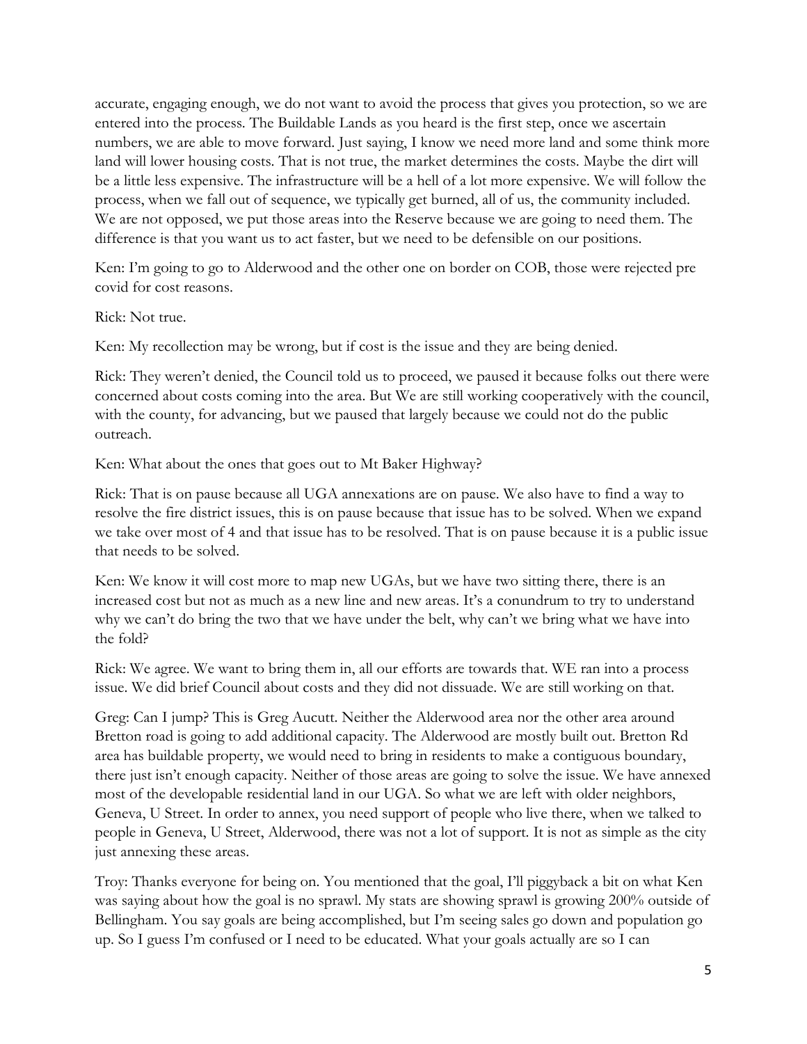accurate, engaging enough, we do not want to avoid the process that gives you protection, so we are entered into the process. The Buildable Lands as you heard is the first step, once we ascertain numbers, we are able to move forward. Just saying, I know we need more land and some think more land will lower housing costs. That is not true, the market determines the costs. Maybe the dirt will be a little less expensive. The infrastructure will be a hell of a lot more expensive. We will follow the process, when we fall out of sequence, we typically get burned, all of us, the community included. We are not opposed, we put those areas into the Reserve because we are going to need them. The difference is that you want us to act faster, but we need to be defensible on our positions.

Ken: I'm going to go to Alderwood and the other one on border on COB, those were rejected pre covid for cost reasons.

Rick: Not true.

Ken: My recollection may be wrong, but if cost is the issue and they are being denied.

Rick: They weren't denied, the Council told us to proceed, we paused it because folks out there were concerned about costs coming into the area. But We are still working cooperatively with the council, with the county, for advancing, but we paused that largely because we could not do the public outreach.

Ken: What about the ones that goes out to Mt Baker Highway?

Rick: That is on pause because all UGA annexations are on pause. We also have to find a way to resolve the fire district issues, this is on pause because that issue has to be solved. When we expand we take over most of 4 and that issue has to be resolved. That is on pause because it is a public issue that needs to be solved.

Ken: We know it will cost more to map new UGAs, but we have two sitting there, there is an increased cost but not as much as a new line and new areas. It's a conundrum to try to understand why we can't do bring the two that we have under the belt, why can't we bring what we have into the fold?

Rick: We agree. We want to bring them in, all our efforts are towards that. WE ran into a process issue. We did brief Council about costs and they did not dissuade. We are still working on that.

Greg: Can I jump? This is Greg Aucutt. Neither the Alderwood area nor the other area around Bretton road is going to add additional capacity. The Alderwood are mostly built out. Bretton Rd area has buildable property, we would need to bring in residents to make a contiguous boundary, there just isn't enough capacity. Neither of those areas are going to solve the issue. We have annexed most of the developable residential land in our UGA. So what we are left with older neighbors, Geneva, U Street. In order to annex, you need support of people who live there, when we talked to people in Geneva, U Street, Alderwood, there was not a lot of support. It is not as simple as the city just annexing these areas.

Troy: Thanks everyone for being on. You mentioned that the goal, I'll piggyback a bit on what Ken was saying about how the goal is no sprawl. My stats are showing sprawl is growing 200% outside of Bellingham. You say goals are being accomplished, but I'm seeing sales go down and population go up. So I guess I'm confused or I need to be educated. What your goals actually are so I can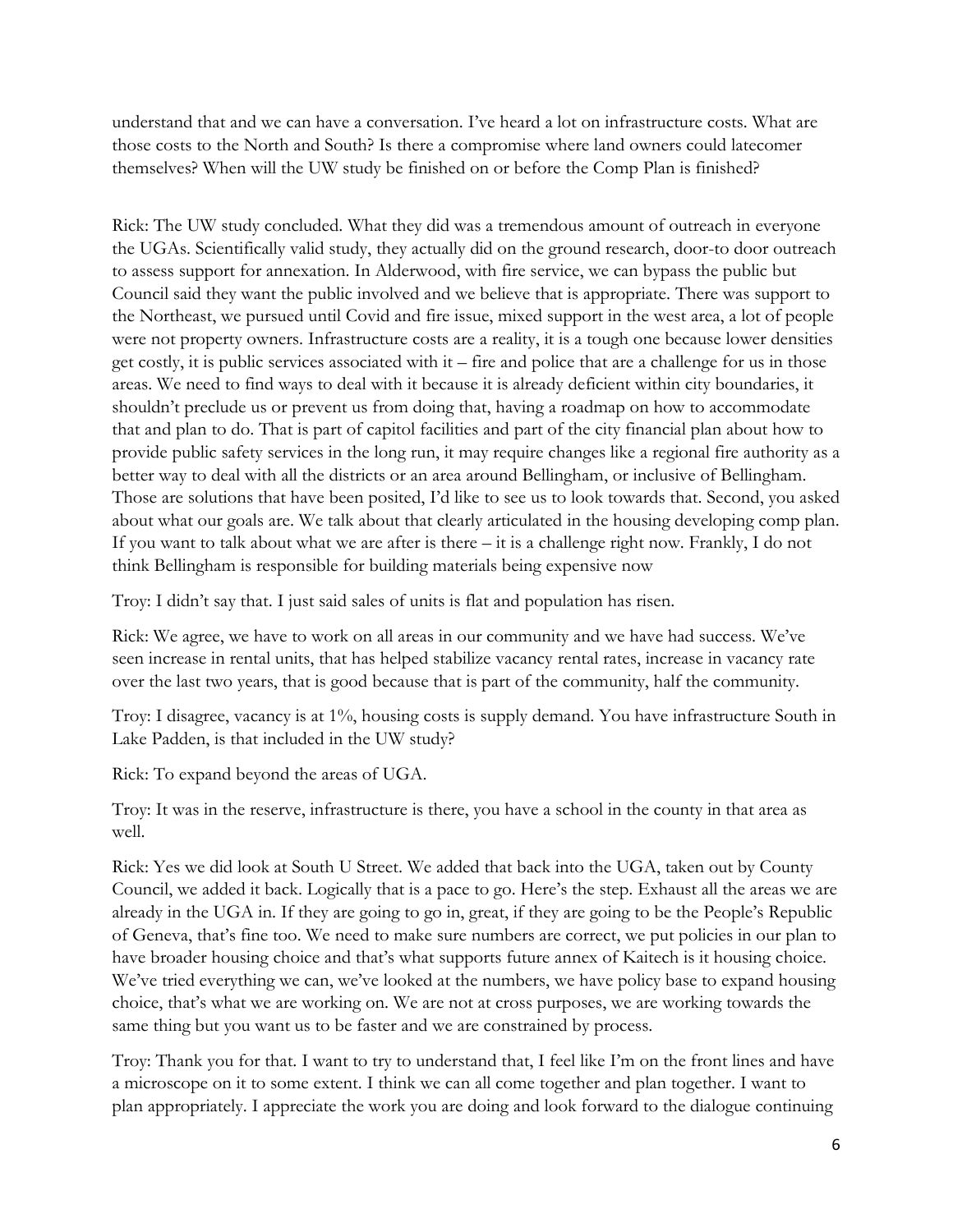understand that and we can have a conversation. I've heard a lot on infrastructure costs. What are those costs to the North and South? Is there a compromise where land owners could latecomer themselves? When will the UW study be finished on or before the Comp Plan is finished?

Rick: The UW study concluded. What they did was a tremendous amount of outreach in everyone the UGAs. Scientifically valid study, they actually did on the ground research, door-to door outreach to assess support for annexation. In Alderwood, with fire service, we can bypass the public but Council said they want the public involved and we believe that is appropriate. There was support to the Northeast, we pursued until Covid and fire issue, mixed support in the west area, a lot of people were not property owners. Infrastructure costs are a reality, it is a tough one because lower densities get costly, it is public services associated with it – fire and police that are a challenge for us in those areas. We need to find ways to deal with it because it is already deficient within city boundaries, it shouldn't preclude us or prevent us from doing that, having a roadmap on how to accommodate that and plan to do. That is part of capitol facilities and part of the city financial plan about how to provide public safety services in the long run, it may require changes like a regional fire authority as a better way to deal with all the districts or an area around Bellingham, or inclusive of Bellingham. Those are solutions that have been posited, I'd like to see us to look towards that. Second, you asked about what our goals are. We talk about that clearly articulated in the housing developing comp plan. If you want to talk about what we are after is there – it is a challenge right now. Frankly, I do not think Bellingham is responsible for building materials being expensive now

Troy: I didn't say that. I just said sales of units is flat and population has risen.

Rick: We agree, we have to work on all areas in our community and we have had success. We've seen increase in rental units, that has helped stabilize vacancy rental rates, increase in vacancy rate over the last two years, that is good because that is part of the community, half the community.

Troy: I disagree, vacancy is at 1%, housing costs is supply demand. You have infrastructure South in Lake Padden, is that included in the UW study?

Rick: To expand beyond the areas of UGA.

Troy: It was in the reserve, infrastructure is there, you have a school in the county in that area as well.

Rick: Yes we did look at South U Street. We added that back into the UGA, taken out by County Council, we added it back. Logically that is a pace to go. Here's the step. Exhaust all the areas we are already in the UGA in. If they are going to go in, great, if they are going to be the People's Republic of Geneva, that's fine too. We need to make sure numbers are correct, we put policies in our plan to have broader housing choice and that's what supports future annex of Kaitech is it housing choice. We've tried everything we can, we've looked at the numbers, we have policy base to expand housing choice, that's what we are working on. We are not at cross purposes, we are working towards the same thing but you want us to be faster and we are constrained by process.

Troy: Thank you for that. I want to try to understand that, I feel like I'm on the front lines and have a microscope on it to some extent. I think we can all come together and plan together. I want to plan appropriately. I appreciate the work you are doing and look forward to the dialogue continuing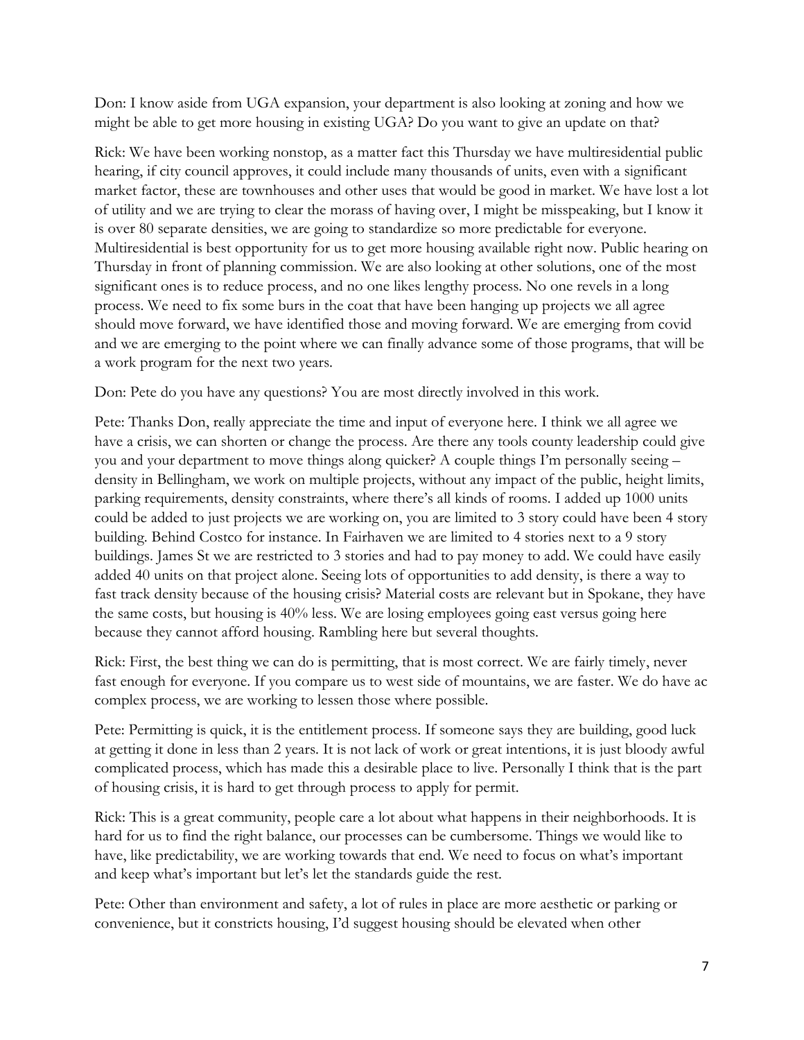Don: I know aside from UGA expansion, your department is also looking at zoning and how we might be able to get more housing in existing UGA? Do you want to give an update on that?

Rick: We have been working nonstop, as a matter fact this Thursday we have multiresidential public hearing, if city council approves, it could include many thousands of units, even with a significant market factor, these are townhouses and other uses that would be good in market. We have lost a lot of utility and we are trying to clear the morass of having over, I might be misspeaking, but I know it is over 80 separate densities, we are going to standardize so more predictable for everyone. Multiresidential is best opportunity for us to get more housing available right now. Public hearing on Thursday in front of planning commission. We are also looking at other solutions, one of the most significant ones is to reduce process, and no one likes lengthy process. No one revels in a long process. We need to fix some burs in the coat that have been hanging up projects we all agree should move forward, we have identified those and moving forward. We are emerging from covid and we are emerging to the point where we can finally advance some of those programs, that will be a work program for the next two years.

Don: Pete do you have any questions? You are most directly involved in this work.

Pete: Thanks Don, really appreciate the time and input of everyone here. I think we all agree we have a crisis, we can shorten or change the process. Are there any tools county leadership could give you and your department to move things along quicker? A couple things I'm personally seeing – density in Bellingham, we work on multiple projects, without any impact of the public, height limits, parking requirements, density constraints, where there's all kinds of rooms. I added up 1000 units could be added to just projects we are working on, you are limited to 3 story could have been 4 story building. Behind Costco for instance. In Fairhaven we are limited to 4 stories next to a 9 story buildings. James St we are restricted to 3 stories and had to pay money to add. We could have easily added 40 units on that project alone. Seeing lots of opportunities to add density, is there a way to fast track density because of the housing crisis? Material costs are relevant but in Spokane, they have the same costs, but housing is 40% less. We are losing employees going east versus going here because they cannot afford housing. Rambling here but several thoughts.

Rick: First, the best thing we can do is permitting, that is most correct. We are fairly timely, never fast enough for everyone. If you compare us to west side of mountains, we are faster. We do have ac complex process, we are working to lessen those where possible.

Pete: Permitting is quick, it is the entitlement process. If someone says they are building, good luck at getting it done in less than 2 years. It is not lack of work or great intentions, it is just bloody awful complicated process, which has made this a desirable place to live. Personally I think that is the part of housing crisis, it is hard to get through process to apply for permit.

Rick: This is a great community, people care a lot about what happens in their neighborhoods. It is hard for us to find the right balance, our processes can be cumbersome. Things we would like to have, like predictability, we are working towards that end. We need to focus on what's important and keep what's important but let's let the standards guide the rest.

Pete: Other than environment and safety, a lot of rules in place are more aesthetic or parking or convenience, but it constricts housing, I'd suggest housing should be elevated when other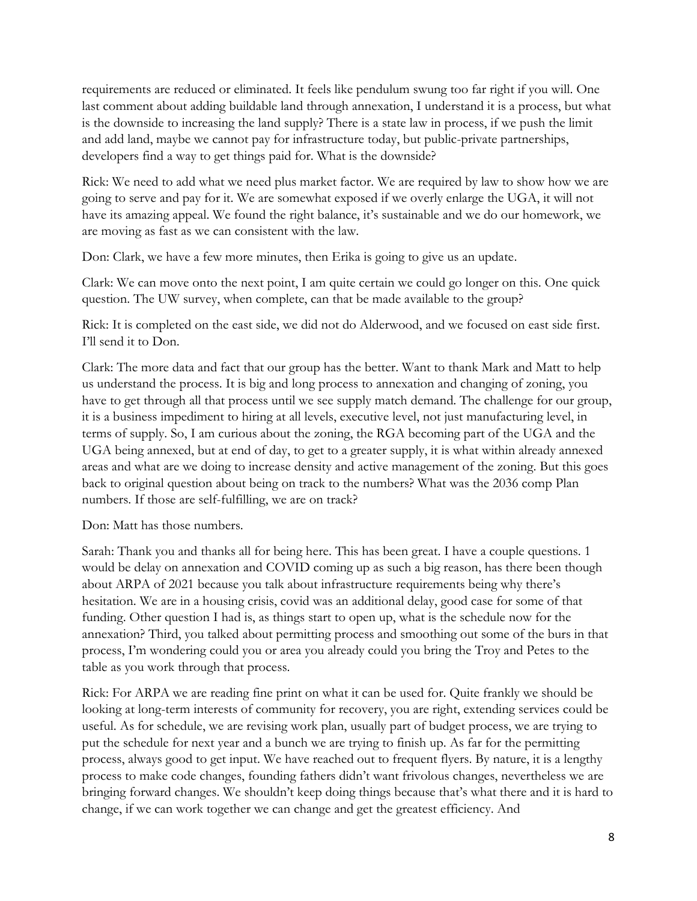requirements are reduced or eliminated. It feels like pendulum swung too far right if you will. One last comment about adding buildable land through annexation, I understand it is a process, but what is the downside to increasing the land supply? There is a state law in process, if we push the limit and add land, maybe we cannot pay for infrastructure today, but public-private partnerships, developers find a way to get things paid for. What is the downside?

Rick: We need to add what we need plus market factor. We are required by law to show how we are going to serve and pay for it. We are somewhat exposed if we overly enlarge the UGA, it will not have its amazing appeal. We found the right balance, it's sustainable and we do our homework, we are moving as fast as we can consistent with the law.

Don: Clark, we have a few more minutes, then Erika is going to give us an update.

Clark: We can move onto the next point, I am quite certain we could go longer on this. One quick question. The UW survey, when complete, can that be made available to the group?

Rick: It is completed on the east side, we did not do Alderwood, and we focused on east side first. I'll send it to Don.

Clark: The more data and fact that our group has the better. Want to thank Mark and Matt to help us understand the process. It is big and long process to annexation and changing of zoning, you have to get through all that process until we see supply match demand. The challenge for our group, it is a business impediment to hiring at all levels, executive level, not just manufacturing level, in terms of supply. So, I am curious about the zoning, the RGA becoming part of the UGA and the UGA being annexed, but at end of day, to get to a greater supply, it is what within already annexed areas and what are we doing to increase density and active management of the zoning. But this goes back to original question about being on track to the numbers? What was the 2036 comp Plan numbers. If those are self-fulfilling, we are on track?

Don: Matt has those numbers.

Sarah: Thank you and thanks all for being here. This has been great. I have a couple questions. 1 would be delay on annexation and COVID coming up as such a big reason, has there been though about ARPA of 2021 because you talk about infrastructure requirements being why there's hesitation. We are in a housing crisis, covid was an additional delay, good case for some of that funding. Other question I had is, as things start to open up, what is the schedule now for the annexation? Third, you talked about permitting process and smoothing out some of the burs in that process, I'm wondering could you or area you already could you bring the Troy and Petes to the table as you work through that process.

Rick: For ARPA we are reading fine print on what it can be used for. Quite frankly we should be looking at long-term interests of community for recovery, you are right, extending services could be useful. As for schedule, we are revising work plan, usually part of budget process, we are trying to put the schedule for next year and a bunch we are trying to finish up. As far for the permitting process, always good to get input. We have reached out to frequent flyers. By nature, it is a lengthy process to make code changes, founding fathers didn't want frivolous changes, nevertheless we are bringing forward changes. We shouldn't keep doing things because that's what there and it is hard to change, if we can work together we can change and get the greatest efficiency. And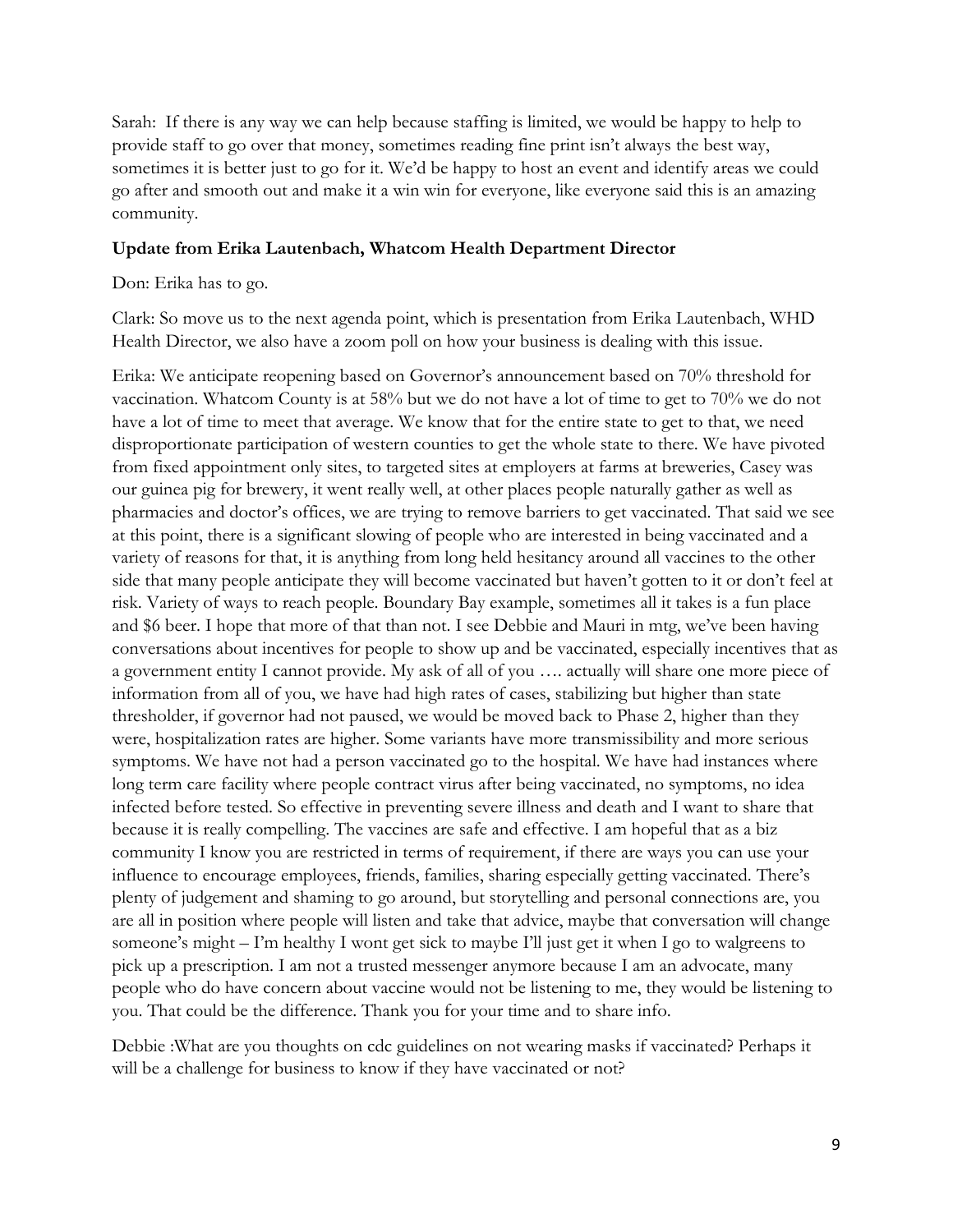Sarah: If there is any way we can help because staffing is limited, we would be happy to help to provide staff to go over that money, sometimes reading fine print isn't always the best way, sometimes it is better just to go for it. We'd be happy to host an event and identify areas we could go after and smooth out and make it a win win for everyone, like everyone said this is an amazing community.

**Update from Erika Lautenbach, Whatcom Health Department Director**

Don: Erika has to go.

Clark: So move us to the next agenda point, which is presentation from Erika Lautenbach, WHD Health Director, we also have a zoom poll on how your business is dealing with this issue.

Erika: We anticipate reopening based on Governor's announcement based on 70% threshold for vaccination. Whatcom County is at 58% but we do not have a lot of time to get to 70% we do not have a lot of time to meet that average. We know that for the entire state to get to that, we need disproportionate participation of western counties to get the whole state to there. We have pivoted from fixed appointment only sites, to targeted sites at employers at farms at breweries, Casey was our guinea pig for brewery, it went really well, at other places people naturally gather as well as pharmacies and doctor's offices, we are trying to remove barriers to get vaccinated. That said we see at this point, there is a significant slowing of people who are interested in being vaccinated and a variety of reasons for that, it is anything from long held hesitancy around all vaccines to the other side that many people anticipate they will become vaccinated but haven't gotten to it or don't feel at risk. Variety of ways to reach people. Boundary Bay example, sometimes all it takes is a fun place and $6 beer. I hope that more of that than not. I see Debbie and Mauri in mtg, we've been having conversations about incentives for people to show up and be vaccinated, especially incentives that as a government entity I cannot provide. My ask of all of you …. actually will share one more piece of information from all of you, we have had high rates of cases, stabilizing but higher than state thresholder, if governor had not paused, we would be moved back to Phase 2, higher than they were, hospitalization rates are higher. Some variants have more transmissibility and more serious symptoms. We have not had a person vaccinated go to the hospital. We have had instances where long term care facility where people contract virus after being vaccinated, no symptoms, no idea infected before tested. So effective in preventing severe illness and death and I want to share that because it is really compelling. The vaccines are safe and effective. I am hopeful that as a biz community I know you are restricted in terms of requirement, if there are ways you can use your influence to encourage employees, friends, families, sharing especially getting vaccinated. There's plenty of judgement and shaming to go around, but storytelling and personal connections are, you are all in position where people will listen and take that advice, maybe that conversation will change someone's might – I'm healthy I wont get sick to maybe I'll just get it when I go to walgreens to pick up a prescription. I am not a trusted messenger anymore because I am an advocate, many people who do have concern about vaccine would not be listening to me, they would be listening to you. That could be the difference. Thank you for your time and to share info.

Debbie :What are you thoughts on cdc guidelines on not wearing masks if vaccinated? Perhaps it will be a challenge for business to know if they have vaccinated or not?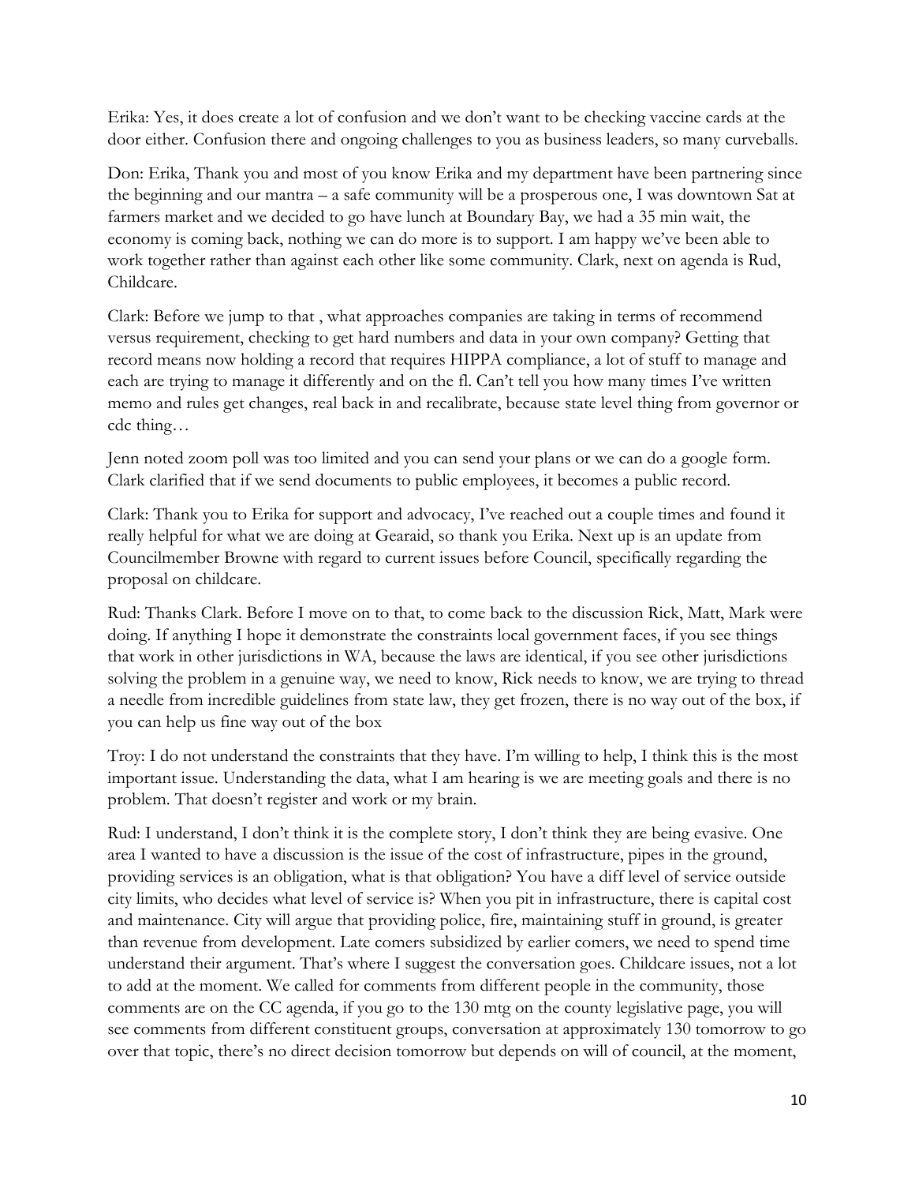Erika: Yes, it does create a lot of confusion and we don't want to be checking vaccine cards at the door either. Confusion there and ongoing challenges to you as business leaders, so many curveballs.

Don: Erika, Thank you and most of you know Erika and my department have been partnering since the beginning and our mantra – a safe community will be a prosperous one, I was downtown Sat at farmers market and we decided to go have lunch at Boundary Bay, we had a 35 min wait, the economy is coming back, nothing we can do more is to support. I am happy we've been able to work together rather than against each other like some community. Clark, next on agenda is Rud, Childcare.

Clark: Before we jump to that , what approaches companies are taking in terms of recommend versus requirement, checking to get hard numbers and data in your own company? Getting that record means now holding a record that requires HIPPA compliance, a lot of stuff to manage and each are trying to manage it differently and on the fl. Can't tell you how many times I've written memo and rules get changes, real back in and recalibrate, because state level thing from governor or cdc thing…

Jenn noted zoom poll was too limited and you can send your plans or we can do a google form. Clark clarified that if we send documents to public employees, it becomes a public record.

Clark: Thank you to Erika for support and advocacy, I've reached out a couple times and found it really helpful for what we are doing at Gearaid, so thank you Erika. Next up is an update from Councilmember Browne with regard to current issues before Council, specifically regarding the proposal on childcare.

Rud: Thanks Clark. Before I move on to that, to come back to the discussion Rick, Matt, Mark were doing. If anything I hope it demonstrate the constraints local government faces, if you see things that work in other jurisdictions in WA, because the laws are identical, if you see other jurisdictions solving the problem in a genuine way, we need to know, Rick needs to know, we are trying to thread a needle from incredible guidelines from state law, they get frozen, there is no way out of the box, if you can help us fine way out of the box

Troy: I do not understand the constraints that they have. I'm willing to help, I think this is the most important issue. Understanding the data, what I am hearing is we are meeting goals and there is no problem. That doesn't register and work or my brain.

Rud: I understand, I don't think it is the complete story, I don't think they are being evasive. One area I wanted to have a discussion is the issue of the cost of infrastructure, pipes in the ground, providing services is an obligation, what is that obligation? You have a diff level of service outside city limits, who decides what level of service is? When you pit in infrastructure, there is capital cost and maintenance. City will argue that providing police, fire, maintaining stuff in ground, is greater than revenue from development. Late comers subsidized by earlier comers, we need to spend time understand their argument. That's where I suggest the conversation goes. Childcare issues, not a lot to add at the moment. We called for comments from different people in the community, those comments are on the CC agenda, if you go to the 130 mtg on the county legislative page, you will see comments from different constituent groups, conversation at approximately 130 tomorrow to go over that topic, there's no direct decision tomorrow but depends on will of council, at the moment,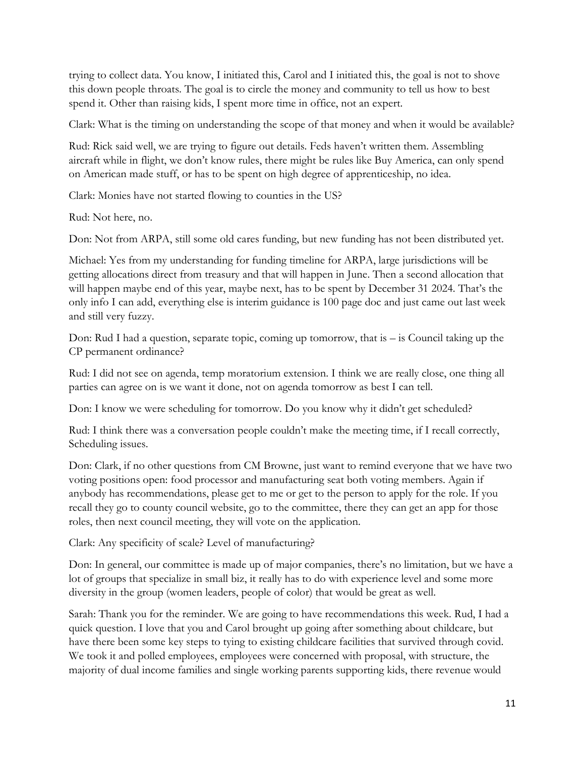trying to collect data. You know, I initiated this, Carol and I initiated this, the goal is not to shove this down people throats. The goal is to circle the money and community to tell us how to best spend it. Other than raising kids, I spent more time in office, not an expert.

Clark: What is the timing on understanding the scope of that money and when it would be available?

Rud: Rick said well, we are trying to figure out details. Feds haven't written them. Assembling aircraft while in flight, we don't know rules, there might be rules like Buy America, can only spend on American made stuff, or has to be spent on high degree of apprenticeship, no idea.

Clark: Monies have not started flowing to counties in the US?

Rud: Not here, no.

Don: Not from ARPA, still some old cares funding, but new funding has not been distributed yet.

Michael: Yes from my understanding for funding timeline for ARPA, large jurisdictions will be getting allocations direct from treasury and that will happen in June. Then a second allocation that will happen maybe end of this year, maybe next, has to be spent by December 31 2024. That's the only info I can add, everything else is interim guidance is 100 page doc and just came out last week and still very fuzzy.

Don: Rud I had a question, separate topic, coming up tomorrow, that is – is Council taking up the CP permanent ordinance?

Rud: I did not see on agenda, temp moratorium extension. I think we are really close, one thing all parties can agree on is we want it done, not on agenda tomorrow as best I can tell.

Don: I know we were scheduling for tomorrow. Do you know why it didn't get scheduled?

Rud: I think there was a conversation people couldn't make the meeting time, if I recall correctly, Scheduling issues.

Don: Clark, if no other questions from CM Browne, just want to remind everyone that we have two voting positions open: food processor and manufacturing seat both voting members. Again if anybody has recommendations, please get to me or get to the person to apply for the role. If you recall they go to county council website, go to the committee, there they can get an app for those roles, then next council meeting, they will vote on the application.

Clark: Any specificity of scale? Level of manufacturing?

Don: In general, our committee is made up of major companies, there's no limitation, but we have a lot of groups that specialize in small biz, it really has to do with experience level and some more diversity in the group (women leaders, people of color) that would be great as well.

Sarah: Thank you for the reminder. We are going to have recommendations this week. Rud, I had a quick question. I love that you and Carol brought up going after something about childcare, but have there been some key steps to tying to existing childcare facilities that survived through covid. We took it and polled employees, employees were concerned with proposal, with structure, the majority of dual income families and single working parents supporting kids, there revenue would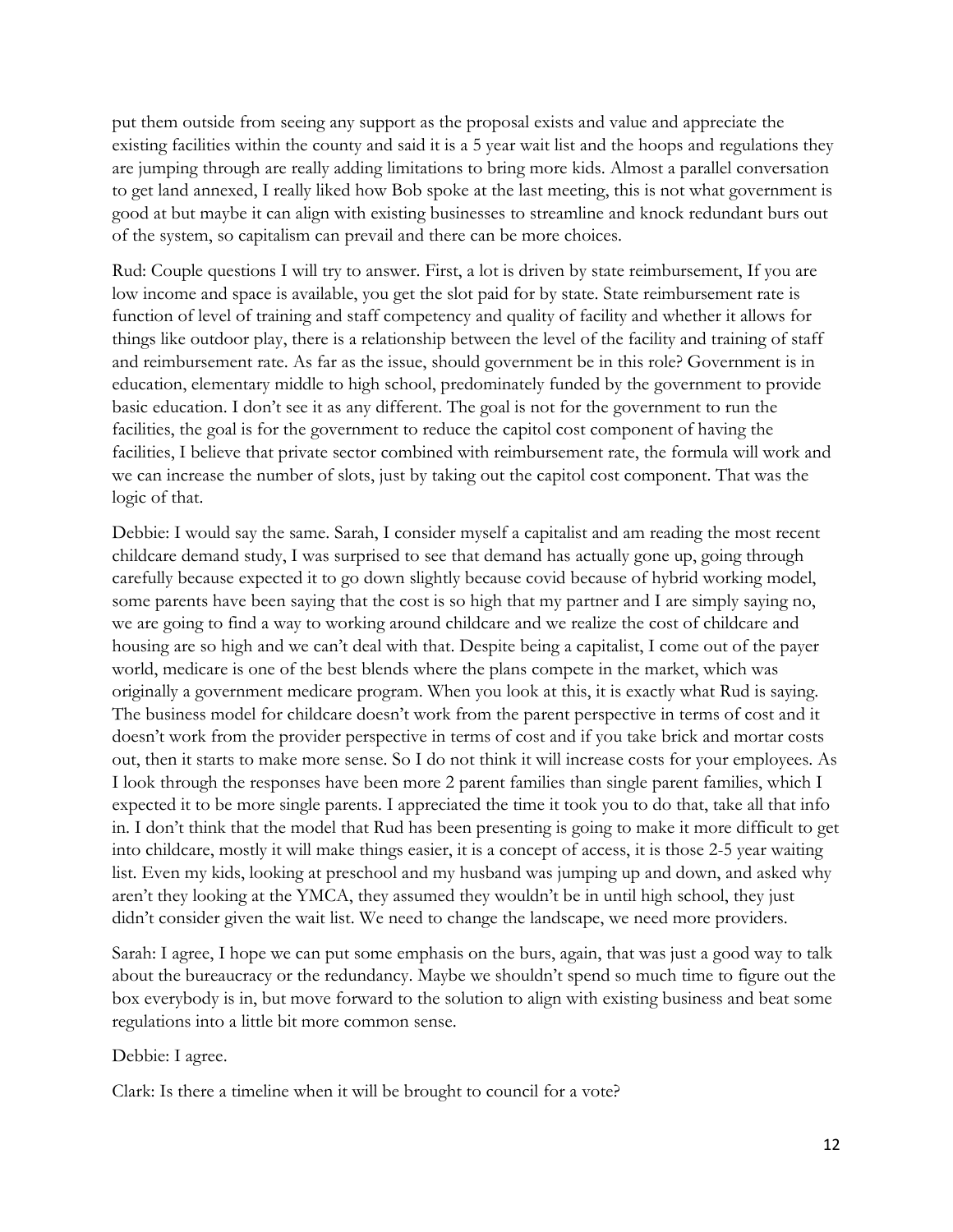put them outside from seeing any support as the proposal exists and value and appreciate the existing facilities within the county and said it is a 5 year wait list and the hoops and regulations they are jumping through are really adding limitations to bring more kids. Almost a parallel conversation to get land annexed, I really liked how Bob spoke at the last meeting, this is not what government is good at but maybe it can align with existing businesses to streamline and knock redundant burs out of the system, so capitalism can prevail and there can be more choices.

Rud: Couple questions I will try to answer. First, a lot is driven by state reimbursement, If you are low income and space is available, you get the slot paid for by state. State reimbursement rate is function of level of training and staff competency and quality of facility and whether it allows for things like outdoor play, there is a relationship between the level of the facility and training of staff and reimbursement rate. As far as the issue, should government be in this role? Government is in education, elementary middle to high school, predominately funded by the government to provide basic education. I don't see it as any different. The goal is not for the government to run the facilities, the goal is for the government to reduce the capitol cost component of having the facilities, I believe that private sector combined with reimbursement rate, the formula will work and we can increase the number of slots, just by taking out the capitol cost component. That was the logic of that.

Debbie: I would say the same. Sarah, I consider myself a capitalist and am reading the most recent childcare demand study, I was surprised to see that demand has actually gone up, going through carefully because expected it to go down slightly because covid because of hybrid working model, some parents have been saying that the cost is so high that my partner and I are simply saying no, we are going to find a way to working around childcare and we realize the cost of childcare and housing are so high and we can't deal with that. Despite being a capitalist, I come out of the payer world, medicare is one of the best blends where the plans compete in the market, which was originally a government medicare program. When you look at this, it is exactly what Rud is saying. The business model for childcare doesn't work from the parent perspective in terms of cost and it doesn't work from the provider perspective in terms of cost and if you take brick and mortar costs out, then it starts to make more sense. So I do not think it will increase costs for your employees. As I look through the responses have been more 2 parent families than single parent families, which I expected it to be more single parents. I appreciated the time it took you to do that, take all that info in. I don't think that the model that Rud has been presenting is going to make it more difficult to get into childcare, mostly it will make things easier, it is a concept of access, it is those 2-5 year waiting list. Even my kids, looking at preschool and my husband was jumping up and down, and asked why aren't they looking at the YMCA, they assumed they wouldn't be in until high school, they just didn't consider given the wait list. We need to change the landscape, we need more providers.

Sarah: I agree, I hope we can put some emphasis on the burs, again, that was just a good way to talk about the bureaucracy or the redundancy. Maybe we shouldn't spend so much time to figure out the box everybody is in, but move forward to the solution to align with existing business and beat some regulations into a little bit more common sense.

Debbie: I agree.

Clark: Is there a timeline when it will be brought to council for a vote?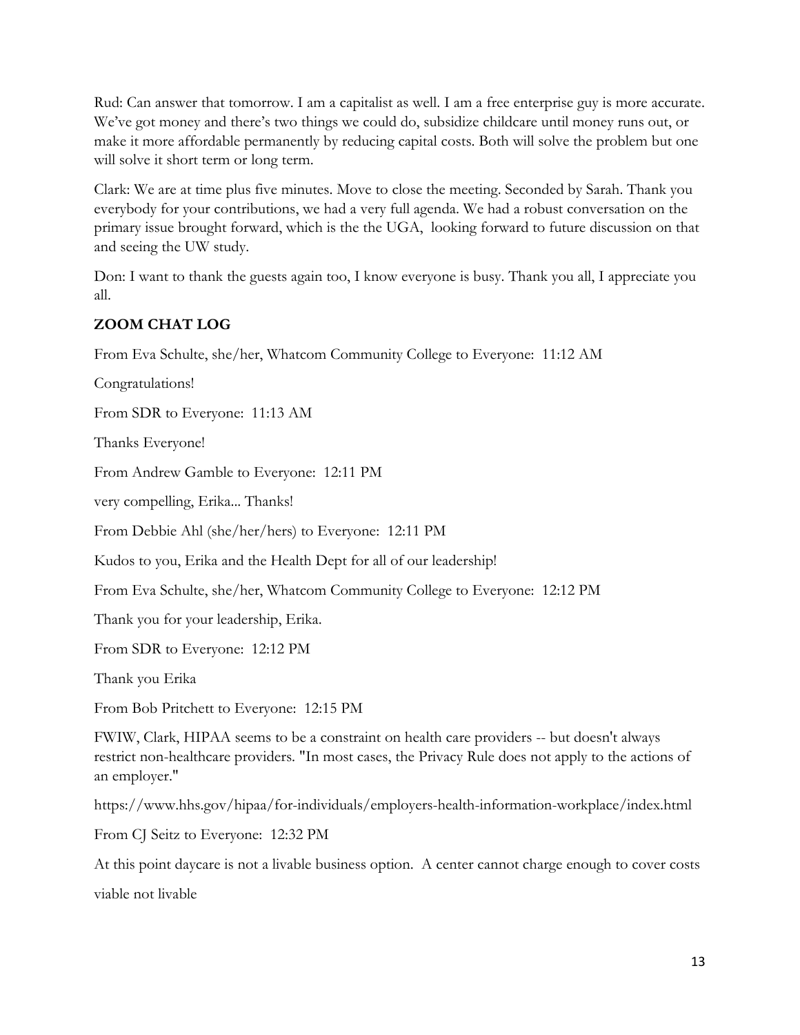Rud: Can answer that tomorrow. I am a capitalist as well. I am a free enterprise guy is more accurate. We've got money and there's two things we could do, subsidize childcare until money runs out, or make it more affordable permanently by reducing capital costs. Both will solve the problem but one will solve it short term or long term.

Clark: We are at time plus five minutes. Move to close the meeting. Seconded by Sarah. Thank you everybody for your contributions, we had a very full agenda. We had a robust conversation on the primary issue brought forward, which is the the UGA, looking forward to future discussion on that and seeing the UW study.

Don: I want to thank the guests again too, I know everyone is busy. Thank you all, I appreciate you all.

**ZOOM CHAT LOG**

From Eva Schulte, she/her, Whatcom Community College to Everyone: 11:12 AM

Congratulations!

From SDR to Everyone: 11:13 AM

Thanks Everyone!

From Andrew Gamble to Everyone: 12:11 PM

very compelling, Erika... Thanks!

From Debbie Ahl (she/her/hers) to Everyone: 12:11 PM

Kudos to you, Erika and the Health Dept for all of our leadership!

From Eva Schulte, she/her, Whatcom Community College to Everyone: 12:12 PM

Thank you for your leadership, Erika.

From SDR to Everyone: 12:12 PM

Thank you Erika

From Bob Pritchett to Everyone: 12:15 PM

FWIW, Clark, HIPAA seems to be a constraint on health care providers -- but doesn't always restrict non-healthcare providers. "In most cases, the Privacy Rule does not apply to the actions of an employer."

https://www.hhs.gov/hipaa/for-individuals/employers-health-information-workplace/index.html

From CJ Seitz to Everyone: 12:32 PM

At this point daycare is not a livable business option. A center cannot charge enough to cover costs

viable not livable